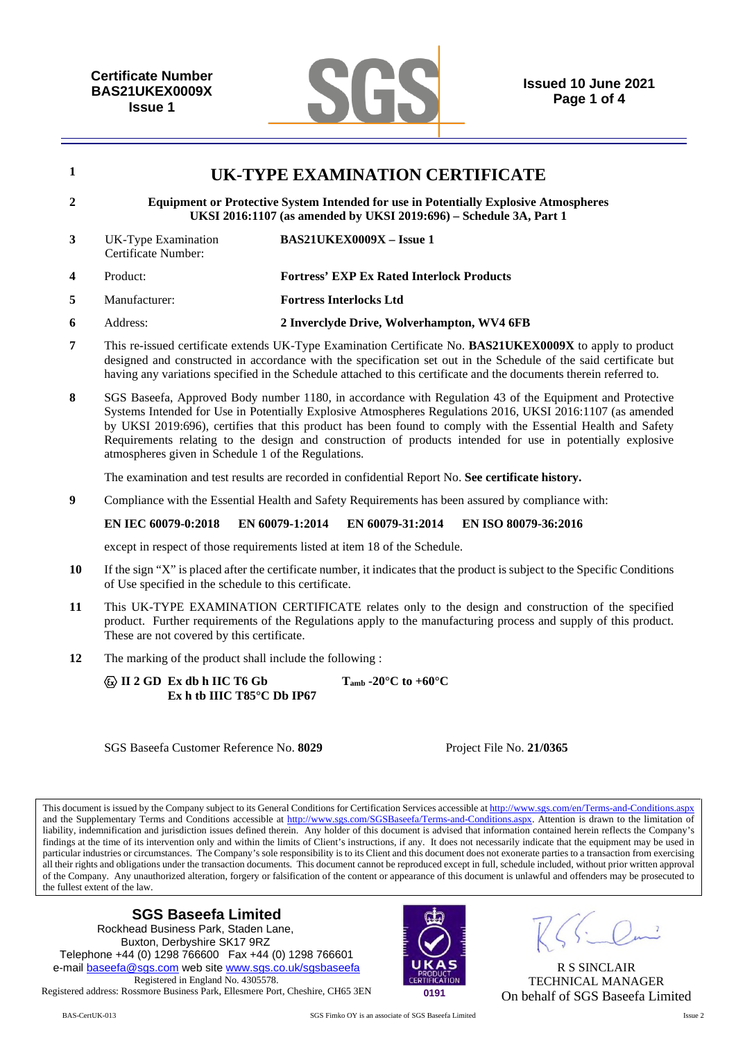Certificate Number
BAS21UKEX0009X
Issue 1

Issued 10 June 2021

# 1 UK-TYPE EXAMINATION CERTIFICATE

**2** **Equipment or Protective System Intended for use in Potentially Explosive Atmospheres**
**UKSI 2016:1107 (as amended by UKSI 2019:696) – Schedule 3A, Part 1**

**3** UK-Type Examination Certificate Number: **BAS21UKEX0009X – Issue 1**

**4** Product: **Fortress' EXP Ex Rated Interlock Products**

**5** Manufacturer: **Fortress Interlocks Ltd**

**6** Address: **2 Inverclyde Drive, Wolverhampton, WV4 6FB**

**7** This re-issued certificate extends UK-Type Examination Certificate No. **BAS21UKEX0009X** to apply to product designed and constructed in accordance with the specification set out in the Schedule of the said certificate but having any variations specified in the Schedule attached to this certificate and the documents therein referred to.

**8** SGS Baseefa, Approved Body number 1180, in accordance with Regulation 43 of the Equipment and Protective Systems Intended for Use in Potentially Explosive Atmospheres Regulations 2016, UKSI 2016:1107 (as amended by UKSI 2019:696), certifies that this product has been found to comply with the Essential Health and Safety Requirements relating to the design and construction of products intended for use in potentially explosive atmospheres given in Schedule 1 of the Regulations.

The examination and test results are recorded in confidential Report No. **See certificate history.**

**9** Compliance with the Essential Health and Safety Requirements has been assured by compliance with:

**EN IEC 60079-0:2018 EN 60079-1:2014 EN 60079-31:2014 EN ISO 80079-36:2016**

except in respect of those requirements listed at item 18 of the Schedule.

**10** If the sign "X" is placed after the certificate number, it indicates that the product is subject to the Specific Conditions of Use specified in the schedule to this certificate.

**11** This UK-TYPE EXAMINATION CERTIFICATE relates only to the design and construction of the specified product. Further requirements of the Regulations apply to the manufacturing process and supply of this product. These are not covered by this certificate.

**12** The marking of the product shall include the following :

**Ex II 2 GD Ex db h IIC T6 Gb** **$T_{amb}$ -20°C to +60°C**
**Ex h tb IIIC T85°C Db IP67**

SGS Baseefa Customer Reference No. **8029** Project File No. **21/0365**

This document is issued by the Company subject to its General Conditions for Certification Services accessible at http://www.sgs.com/en/Terms-and-Conditions.aspx and the Supplementary Terms and Conditions accessible at http://www.sgs.com/SGSBaseefa/Terms-and-Conditions.aspx. Attention is drawn to the limitation of liability, indemnification and jurisdiction issues defined therein. Any holder of this document is advised that information contained herein reflects the Company's findings at the time of its intervention only and within the limits of Client's instructions, if any. It does not necessarily indicate that the equipment may be used in particular industries or circumstances. The Company's sole responsibility is to its Client and this document does not exonerate parties to a transaction from exercising all their rights and obligations under the transaction documents. This document cannot be reproduced except in full, schedule included, without prior written approval of the Company. Any unauthorized alteration, forgery or falsification of the content or appearance of this document is unlawful and offenders may be prosecuted to the fullest extent of the law.

**SGS Baseefa Limited**
Rockhead Business Park, Staden Lane,
Buxton, Derbyshire SK17 9RZ
Telephone +44 (0) 1298 766600 Fax +44 (0) 1298 766601
e-mail baseefa@sgs.com web site www.sgs.co.uk/sgsbaseefa
Registered in England No. 4305578.
Registered address: Rossmore Business Park, Ellesmere Port, Cheshire, CH65 3EN

UKAS PRODUCT CERTIFICATION 0191

R S SINCLAIR
TECHNICAL MANAGER
On behalf of SGS Baseefa Limited

BAS-CertUK-013 SGS Fimko OY is an associate of SGS Baseefa Limited Issue 2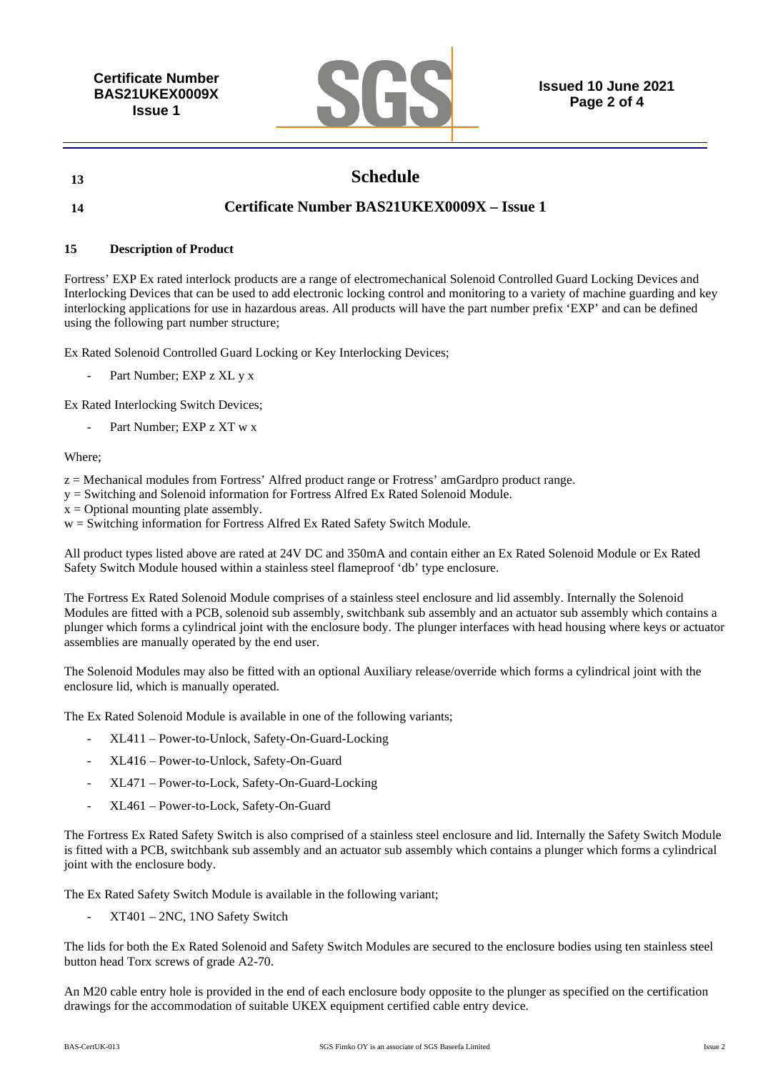## 13 Schedule

## 14 Certificate Number BAS21UKEX0009X – Issue 1

### 15 Description of Product

Fortress' EXP Ex rated interlock products are a range of electromechanical Solenoid Controlled Guard Locking Devices and Interlocking Devices that can be used to add electronic locking control and monitoring to a variety of machine guarding and key interlocking applications for use in hazardous areas. All products will have the part number prefix 'EXP' and can be defined using the following part number structure;

Ex Rated Solenoid Controlled Guard Locking or Key Interlocking Devices;

- Part Number; EXP z XL y x

Ex Rated Interlocking Switch Devices;

- Part Number; EXP z XT w x

Where;

z = Mechanical modules from Fortress' Alfred product range or Frotress' amGardpro product range.
y = Switching and Solenoid information for Fortress Alfred Ex Rated Solenoid Module.
x = Optional mounting plate assembly.
w = Switching information for Fortress Alfred Ex Rated Safety Switch Module.

All product types listed above are rated at 24V DC and 350mA and contain either an Ex Rated Solenoid Module or Ex Rated Safety Switch Module housed within a stainless steel flameproof 'db' type enclosure.

The Fortress Ex Rated Solenoid Module comprises of a stainless steel enclosure and lid assembly. Internally the Solenoid Modules are fitted with a PCB, solenoid sub assembly, switchbank sub assembly and an actuator sub assembly which contains a plunger which forms a cylindrical joint with the enclosure body. The plunger interfaces with head housing where keys or actuator assemblies are manually operated by the end user.

The Solenoid Modules may also be fitted with an optional Auxiliary release/override which forms a cylindrical joint with the enclosure lid, which is manually operated.

The Ex Rated Solenoid Module is available in one of the following variants;

- XL411 – Power-to-Unlock, Safety-On-Guard-Locking
- XL416 – Power-to-Unlock, Safety-On-Guard
- XL471 – Power-to-Lock, Safety-On-Guard-Locking
- XL461 – Power-to-Lock, Safety-On-Guard

The Fortress Ex Rated Safety Switch is also comprised of a stainless steel enclosure and lid. Internally the Safety Switch Module is fitted with a PCB, switchbank sub assembly and an actuator sub assembly which contains a plunger which forms a cylindrical joint with the enclosure body.

The Ex Rated Safety Switch Module is available in the following variant;

- XT401 – 2NC, 1NO Safety Switch

The lids for both the Ex Rated Solenoid and Safety Switch Modules are secured to the enclosure bodies using ten stainless steel button head Torx screws of grade A2-70.

An M20 cable entry hole is provided in the end of each enclosure body opposite to the plunger as specified on the certification drawings for the accommodation of suitable UKEX equipment certified cable entry device.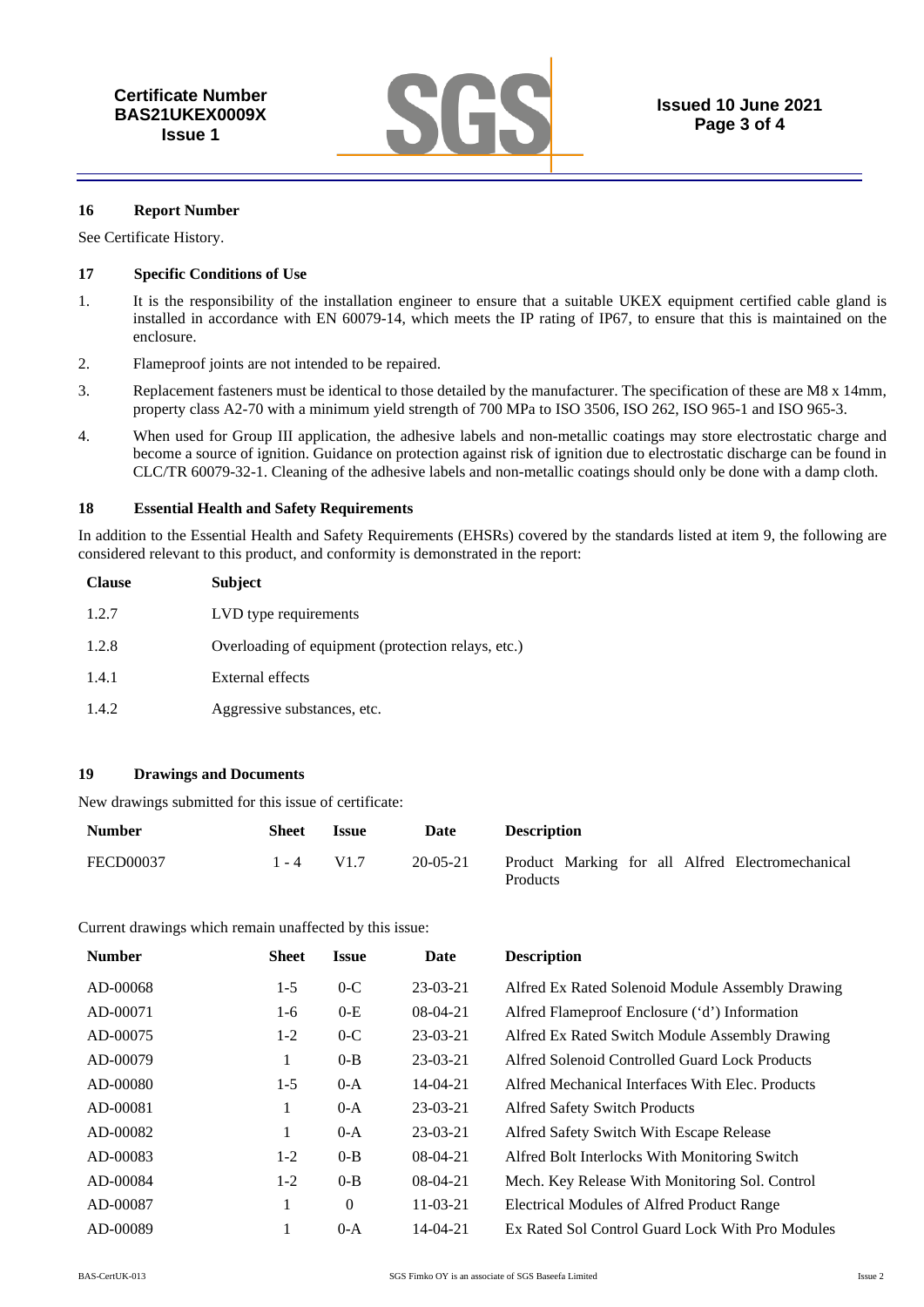### 16 Report Number

See Certificate History.

### 17 Specific Conditions of Use

1. It is the responsibility of the installation engineer to ensure that a suitable UKEX equipment certified cable gland is installed in accordance with EN 60079-14, which meets the IP rating of IP67, to ensure that this is maintained on the enclosure.
2. Flameproof joints are not intended to be repaired.
3. Replacement fasteners must be identical to those detailed by the manufacturer. The specification of these are M8 x 14mm, property class A2-70 with a minimum yield strength of 700 MPa to ISO 3506, ISO 262, ISO 965-1 and ISO 965-3.
4. When used for Group III application, the adhesive labels and non-metallic coatings may store electrostatic charge and become a source of ignition. Guidance on protection against risk of ignition due to electrostatic discharge can be found in CLC/TR 60079-32-1. Cleaning of the adhesive labels and non-metallic coatings should only be done with a damp cloth.

### 18 Essential Health and Safety Requirements

In addition to the Essential Health and Safety Requirements (EHSRs) covered by the standards listed at item 9, the following are considered relevant to this product, and conformity is demonstrated in the report:

| Clause | Subject |
|---|---|
| 1.2.7 | LVD type requirements |
| 1.2.8 | Overloading of equipment (protection relays, etc.) |
| 1.4.1 | External effects |
| 1.4.2 | Aggressive substances, etc. |

### 19 Drawings and Documents

New drawings submitted for this issue of certificate:

| Number | Sheet | Issue | Date | Description |
|---|---|---|---|---|
| FECD00037 | 1 - 4 | V1.7 | 20-05-21 | Product Marking for all Alfred Electromechanical Products |

Current drawings which remain unaffected by this issue:

| Number | Sheet | Issue | Date | Description |
|---|---|---|---|---|
| AD-00068 | 1-5 | 0-C | 23-03-21 | Alfred Ex Rated Solenoid Module Assembly Drawing |
| AD-00071 | 1-6 | 0-E | 08-04-21 | Alfred Flameproof Enclosure ('d') Information |
| AD-00075 | 1-2 | 0-C | 23-03-21 | Alfred Ex Rated Switch Module Assembly Drawing |
| AD-00079 | 1 | 0-B | 23-03-21 | Alfred Solenoid Controlled Guard Lock Products |
| AD-00080 | 1-5 | 0-A | 14-04-21 | Alfred Mechanical Interfaces With Elec. Products |
| AD-00081 | 1 | 0-A | 23-03-21 | Alfred Safety Switch Products |
| AD-00082 | 1 | 0-A | 23-03-21 | Alfred Safety Switch With Escape Release |
| AD-00083 | 1-2 | 0-B | 08-04-21 | Alfred Bolt Interlocks With Monitoring Switch |
| AD-00084 | 1-2 | 0-B | 08-04-21 | Mech. Key Release With Monitoring Sol. Control |
| AD-00087 | 1 | 0 | 11-03-21 | Electrical Modules of Alfred Product Range |
| AD-00089 | 1 | 0-A | 14-04-21 | Ex Rated Sol Control Guard Lock With Pro Modules |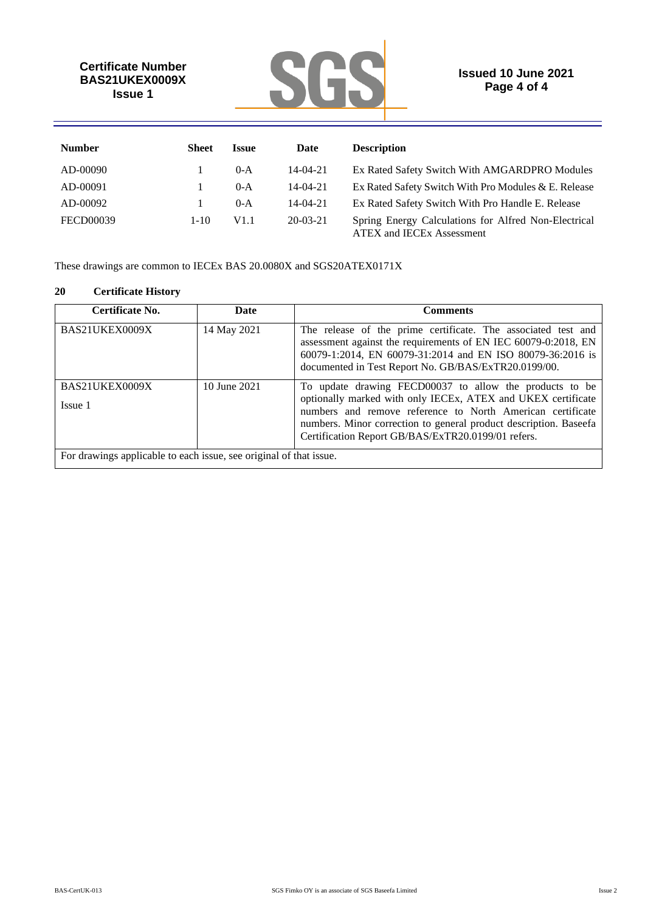| Number | Sheet | Issue | Date | Description |
|---|---|---|---|---|
| AD-00090 | 1 | 0-A | 14-04-21 | Ex Rated Safety Switch With AMGARDPRO Modules |
| AD-00091 | 1 | 0-A | 14-04-21 | Ex Rated Safety Switch With Pro Modules & E. Release |
| AD-00092 | 1 | 0-A | 14-04-21 | Ex Rated Safety Switch With Pro Handle E. Release |
| FECD00039 | 1-10 | V1.1 | 20-03-21 | Spring Energy Calculations for Alfred Non-Electrical ATEX and IECEx Assessment |

These drawings are common to IECEx BAS 20.0080X and SGS20ATEX0171X

## 20 Certificate History

| Certificate No. | Date | Comments |
|---|---|---|
| BAS21UKEX0009X | 14 May 2021 | The release of the prime certificate. The associated test and assessment against the requirements of EN IEC 60079-0:2018, EN 60079-1:2014, EN 60079-31:2014 and EN ISO 80079-36:2016 is documented in Test Report No. GB/BAS/ExTR20.0199/00. |
| BAS21UKEX0009X<br>Issue 1 | 10 June 2021 | To update drawing FECD00037 to allow the products to be optionally marked with only IECEx, ATEX and UKEX certificate numbers and remove reference to North American certificate numbers. Minor correction to general product description. Baseefa Certification Report GB/BAS/ExTR20.0199/01 refers. |
| For drawings applicable to each issue, see original of that issue. | | |

BAS-CertUK-013 SGS Fimko OY is an associate of SGS Baseefa Limited Issue 2